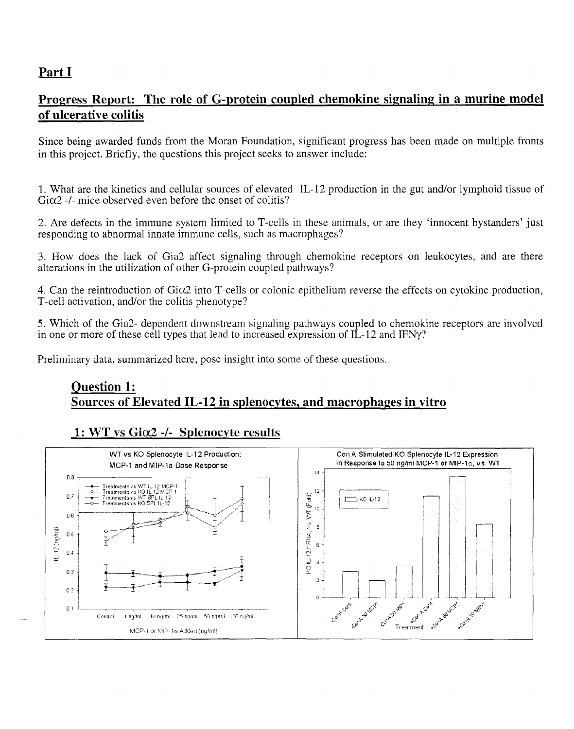## Part I

## Progress Report: The role of G-protein coupled chemokine signaling in a murine model of ulcerative colitis

Since being awarded funds from the Moran Foundation, significant progress has been made on multiple fronts in this project. Briefly, the questions this project seeks to answer include:

1. What are the kinetics and cellular sources of elevated IL-12 production in the gut and/or lymphoid tissue of Giα2 -/- mice observed even before the onset of colitis?

2. Are defects in the immune system limited to T-cells in these animals, or are they 'innocent bystanders' just responding to abnormal innate immune cells, such as macrophages?

3. How does the lack of Gia2 affect signaling through chemokine receptors on leukocytes, and are there alterations in the utilization of other G-protein coupled pathways?

4. Can the reintroduction of Giα2 into T-cells or colonic epithelium reverse the effects on cytokine production, T-cell activation, and/or the colitis phenotype?

5. Which of the Gia2- dependent downstream signaling pathways coupled to chemokine receptors are involved in one or more of these cell types that lead to increased expression of IL-12 and IFNγ?

Preliminary data, summarized here, pose insight into some of these questions.

### Question 1:
### Sources of Elevated IL-12 in splenocytes, and macrophages in vitro

#### 1: WT vs Giα2 -/- Splenocyte results

WT vs KO Splenocyte IL-12 Production: MCP-1 and MIP-1a Dose Response

Con A Stimulated KO Splenocyte IL-12 Expression In Response to 50 ng/ml MCP-1 or MIP-1α, Vs. WT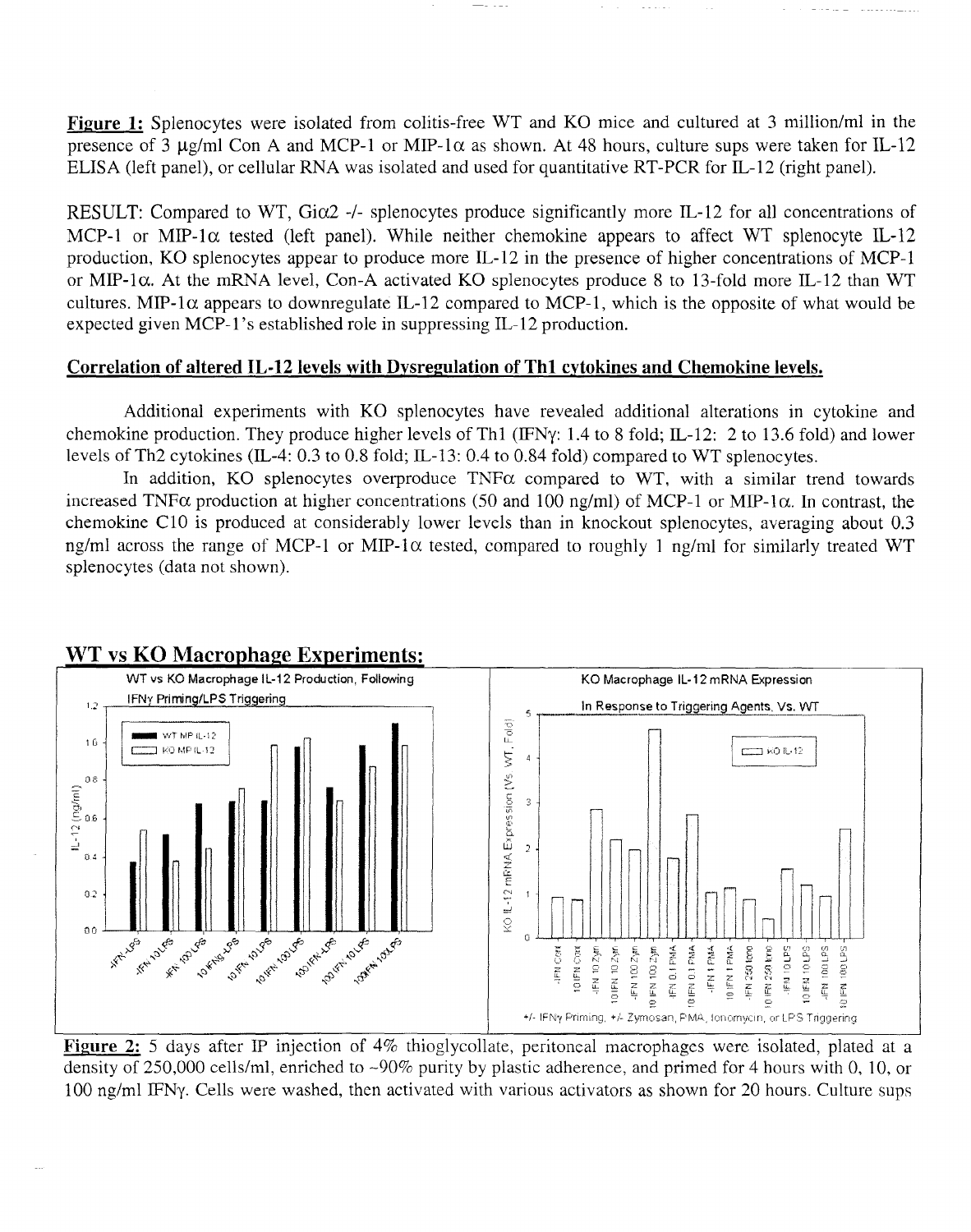**Figure 1:** Splenocytes were isolated from colitis-free WT and KO mice and cultured at 3 million/ml in the presence of 3 μg/ml Con A and MCP-1 or MIP-1α as shown. At 48 hours, culture sups were taken for IL-12 ELISA (left panel), or cellular RNA was isolated and used for quantitative RT-PCR for IL-12 (right panel).

RESULT: Compared to WT, Giα2 -/- splenocytes produce significantly more IL-12 for all concentrations of MCP-1 or MIP-1α tested (left panel). While neither chemokine appears to affect WT splenocyte IL-12 production, KO splenocytes appear to produce more IL-12 in the presence of higher concentrations of MCP-1 or MIP-1α. At the mRNA level, Con-A activated KO splenocytes produce 8 to 13-fold more IL-12 than WT cultures. MIP-1α appears to downregulate IL-12 compared to MCP-1, which is the opposite of what would be expected given MCP-1's established role in suppressing IL-12 production.

## Correlation of altered IL-12 levels with Dysregulation of Th1 cytokines and Chemokine levels.

Additional experiments with KO splenocytes have revealed additional alterations in cytokine and chemokine production. They produce higher levels of Th1 (IFNγ: 1.4 to 8 fold; IL-12: 2 to 13.6 fold) and lower levels of Th2 cytokines (IL-4: 0.3 to 0.8 fold; IL-13: 0.4 to 0.84 fold) compared to WT splenocytes.

In addition, KO splenocytes overproduce TNFα compared to WT, with a similar trend towards increased TNFα production at higher concentrations (50 and 100 ng/ml) of MCP-1 or MIP-1α. In contrast, the chemokine C10 is produced at considerably lower levels than in knockout splenocytes, averaging about 0.3 ng/ml across the range of MCP-1 or MIP-1α tested, compared to roughly 1 ng/ml for similarly treated WT splenocytes (data not shown).

## WT vs KO Macrophage Experiments:

WT vs KO Macrophage IL-12 Production, Following IFNγ Priming/LPS Triggering

KO Macrophage IL-12 mRNA Expression In Response to Triggering Agents, Vs. WT

**Figure 2:** 5 days after IP injection of 4% thioglycollate, peritoneal macrophages were isolated, plated at a density of 250,000 cells/ml, enriched to ~90% purity by plastic adherence, and primed for 4 hours with 0, 10, or 100 ng/ml IFNγ. Cells were washed, then activated with various activators as shown for 20 hours. Culture sups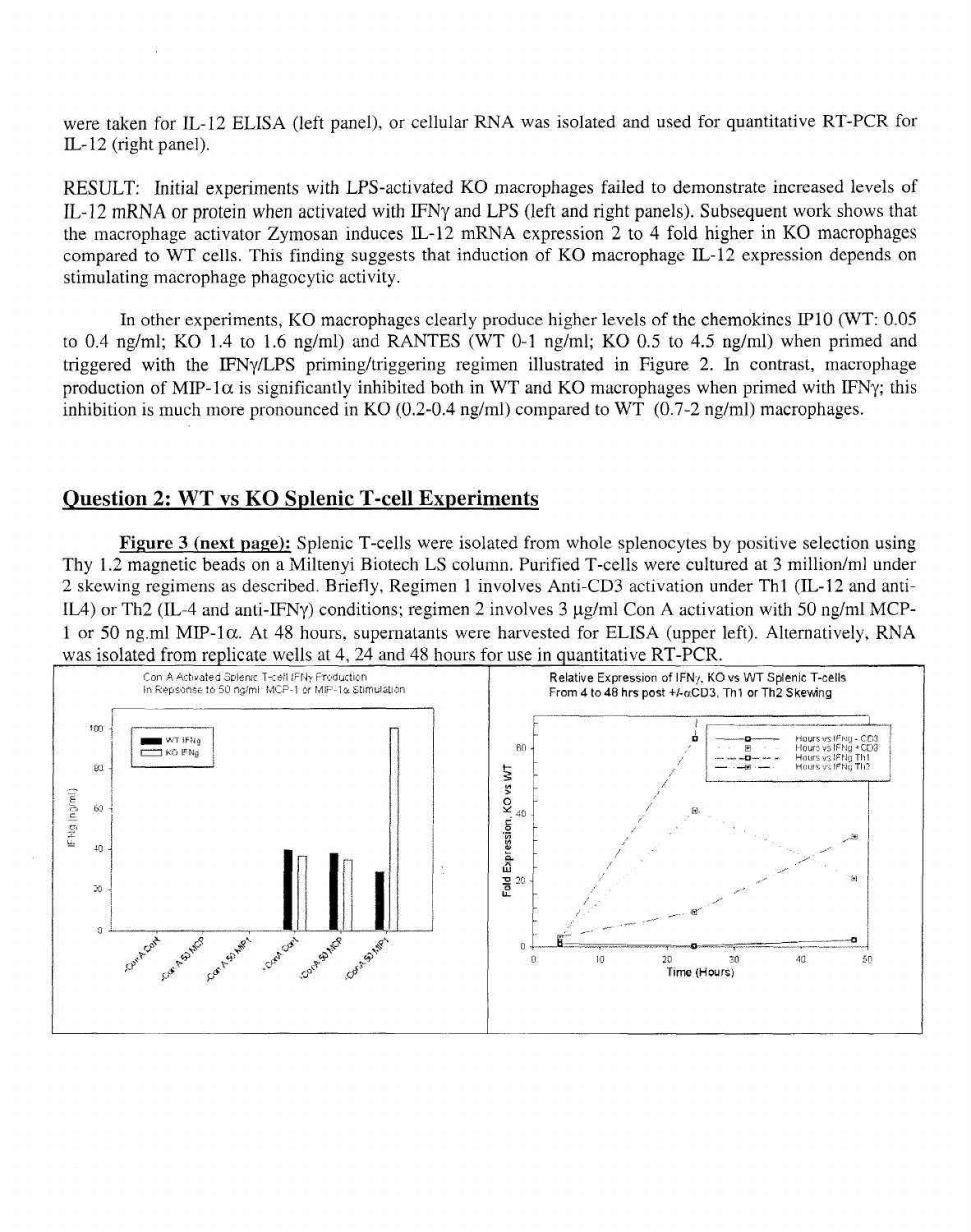were taken for IL-12 ELISA (left panel), or cellular RNA was isolated and used for quantitative RT-PCR for IL-12 (right panel).

RESULT: Initial experiments with LPS-activated KO macrophages failed to demonstrate increased levels of IL-12 mRNA or protein when activated with IFNγ and LPS (left and right panels). Subsequent work shows that the macrophage activator Zymosan induces IL-12 mRNA expression 2 to 4 fold higher in KO macrophages compared to WT cells. This finding suggests that induction of KO macrophage IL-12 expression depends on stimulating macrophage phagocytic activity.

In other experiments, KO macrophages clearly produce higher levels of the chemokines IP10 (WT: 0.05 to 0.4 ng/ml; KO 1.4 to 1.6 ng/ml) and RANTES (WT 0-1 ng/ml; KO 0.5 to 4.5 ng/ml) when primed and triggered with the IFNγ/LPS priming/triggering regimen illustrated in Figure 2. In contrast, macrophage production of MIP-1α is significantly inhibited both in WT and KO macrophages when primed with IFNγ; this inhibition is much more pronounced in KO (0.2-0.4 ng/ml) compared to WT (0.7-2 ng/ml) macrophages.

## Question 2: WT vs KO Splenic T-cell Experiments

**Figure 3 (next page):** Splenic T-cells were isolated from whole splenocytes by positive selection using Thy 1.2 magnetic beads on a Miltenyi Biotech LS column. Purified T-cells were cultured at 3 million/ml under 2 skewing regimens as described. Briefly, Regimen 1 involves Anti-CD3 activation under Th1 (IL-12 and anti-IL4) or Th2 (IL-4 and anti-IFNγ) conditions; regimen 2 involves 3 μg/ml Con A activation with 50 ng/ml MCP-1 or 50 ng.ml MIP-1α. At 48 hours, supernatants were harvested for ELISA (upper left). Alternatively, RNA was isolated from replicate wells at 4, 24 and 48 hours for use in quantitative RT-PCR.

Con A Activated Splenic T-cell IFNγ Production In Response to 50 ng/ml MCP-1 or MIP-1α Stimulation

Relative Expression of IFNγ, KO vs WT Splenic T-cells From 4 to 48 hrs post +/-αCD3, Th1 or Th2 Skewing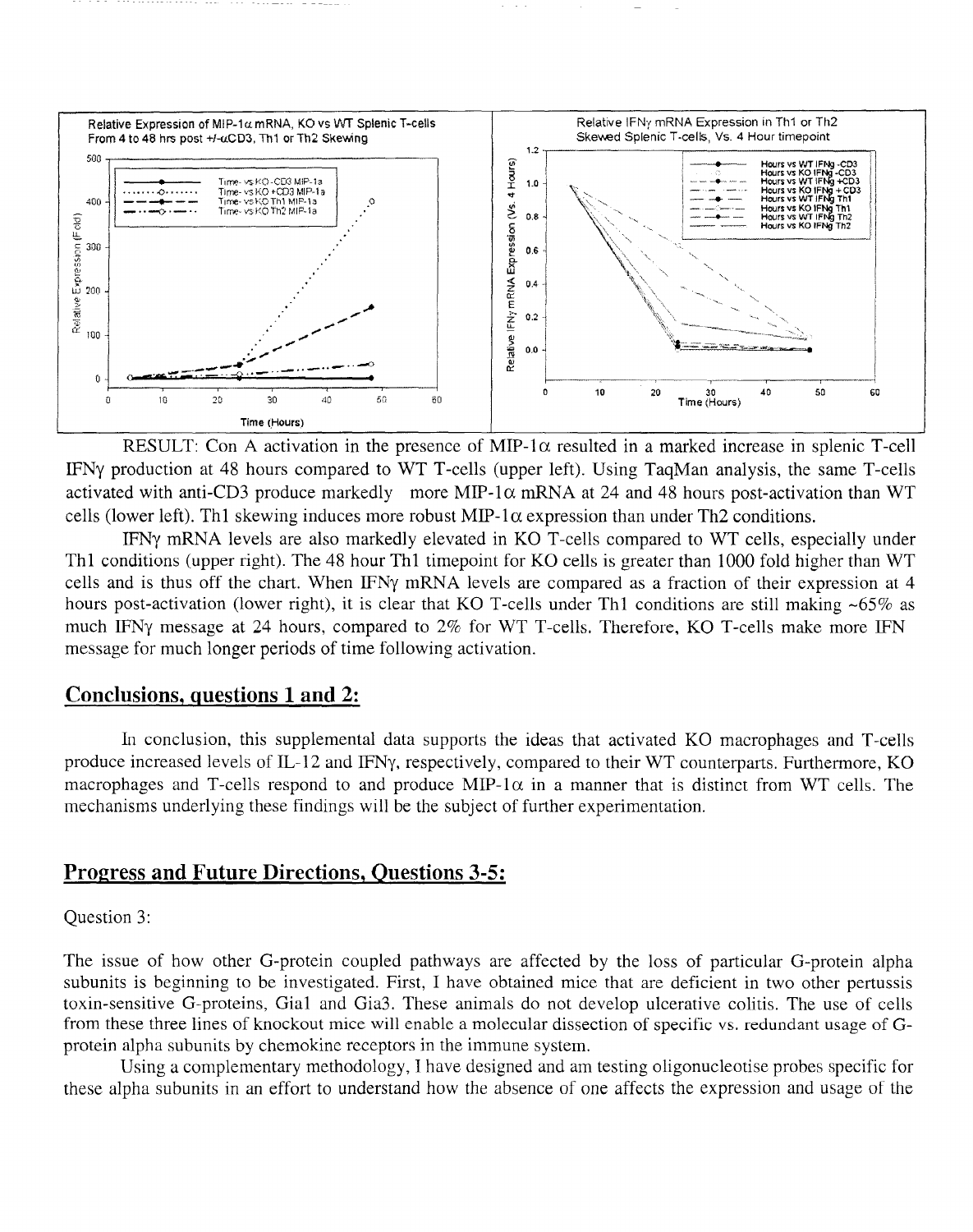Relative Expression of MIP-1α mRNA, KO vs WT Splenic T-cells From 4 to 48 hrs post +/-αCD3, Th1 or Th2 Skewing

Relative IFNγ mRNA Expression in Th1 or Th2 Skewed Splenic T-cells, Vs. 4 Hour timepoint

RESULT: Con A activation in the presence of MIP-1α resulted in a marked increase in splenic T-cell IFNγ production at 48 hours compared to WT T-cells (upper left). Using TaqMan analysis, the same T-cells activated with anti-CD3 produce markedly more MIP-1α mRNA at 24 and 48 hours post-activation than WT cells (lower left). Th1 skewing induces more robust MIP-1α expression than under Th2 conditions.

IFNγ mRNA levels are also markedly elevated in KO T-cells compared to WT cells, especially under Th1 conditions (upper right). The 48 hour Th1 timepoint for KO cells is greater than 1000 fold higher than WT cells and is thus off the chart. When IFNγ mRNA levels are compared as a fraction of their expression at 4 hours post-activation (lower right), it is clear that KO T-cells under Th1 conditions are still making ~65% as much IFNγ message at 24 hours, compared to 2% for WT T-cells. Therefore, KO T-cells make more IFN message for much longer periods of time following activation.

## Conclusions, questions 1 and 2:

In conclusion, this supplemental data supports the ideas that activated KO macrophages and T-cells produce increased levels of IL-12 and IFNγ, respectively, compared to their WT counterparts. Furthermore, KO macrophages and T-cells respond to and produce MIP-1α in a manner that is distinct from WT cells. The mechanisms underlying these findings will be the subject of further experimentation.

## Progress and Future Directions, Questions 3-5:

Question 3:

The issue of how other G-protein coupled pathways are affected by the loss of particular G-protein alpha subunits is beginning to be investigated. First, I have obtained mice that are deficient in two other pertussis toxin-sensitive G-proteins, Gia1 and Gia3. These animals do not develop ulcerative colitis. The use of cells from these three lines of knockout mice will enable a molecular dissection of specific vs. redundant usage of G-protein alpha subunits by chemokine receptors in the immune system.

Using a complementary methodology, I have designed and am testing oligonucleotise probes specific for these alpha subunits in an effort to understand how the absence of one affects the expression and usage of the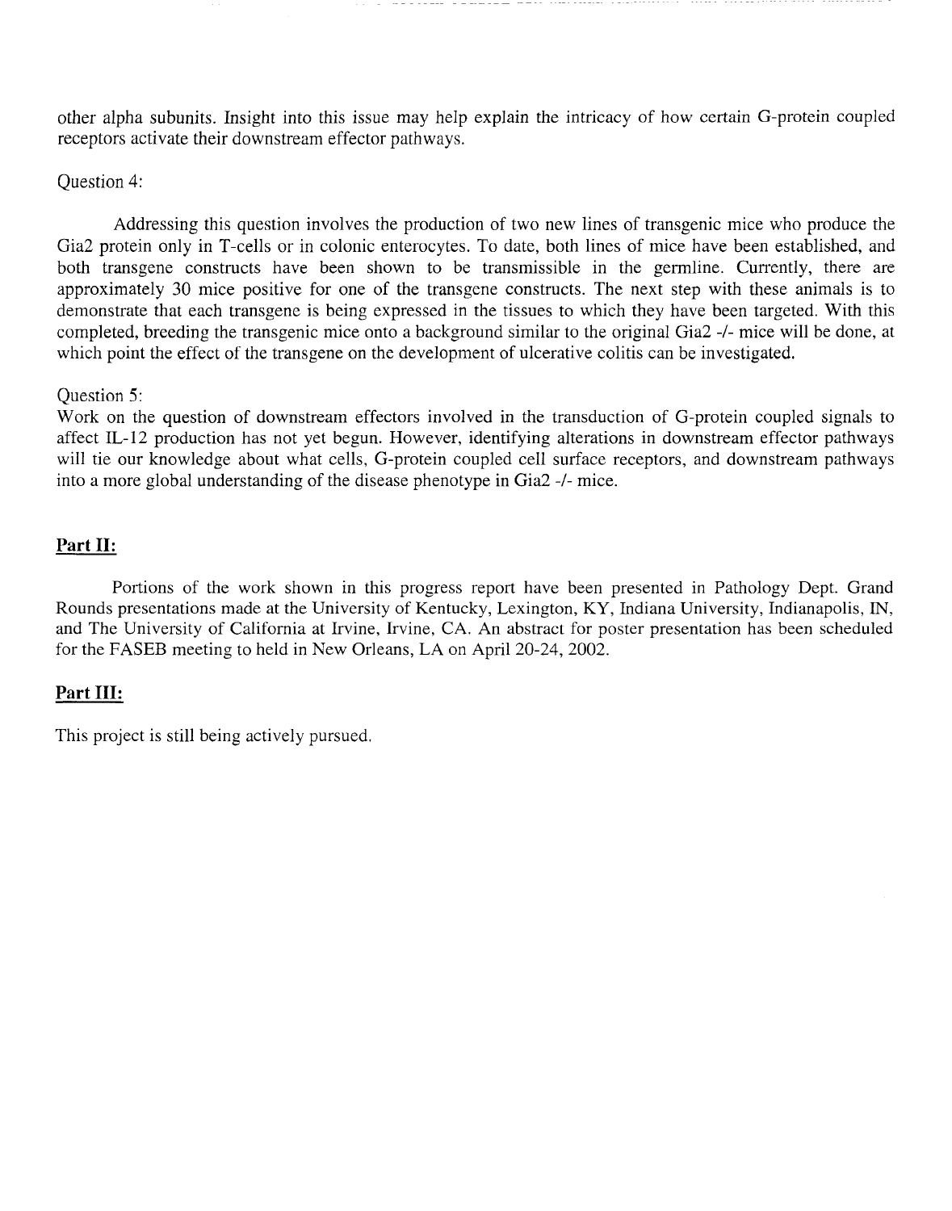other alpha subunits. Insight into this issue may help explain the intricacy of how certain G-protein coupled receptors activate their downstream effector pathways.

Question 4:

Addressing this question involves the production of two new lines of transgenic mice who produce the Gia2 protein only in T-cells or in colonic enterocytes. To date, both lines of mice have been established, and both transgene constructs have been shown to be transmissible in the germline. Currently, there are approximately 30 mice positive for one of the transgene constructs. The next step with these animals is to demonstrate that each transgene is being expressed in the tissues to which they have been targeted. With this completed, breeding the transgenic mice onto a background similar to the original Gia2 -/- mice will be done, at which point the effect of the transgene on the development of ulcerative colitis can be investigated.

Question 5:

Work on the question of downstream effectors involved in the transduction of G-protein coupled signals to affect IL-12 production has not yet begun. However, identifying alterations in downstream effector pathways will tie our knowledge about what cells, G-protein coupled cell surface receptors, and downstream pathways into a more global understanding of the disease phenotype in Gia2 -/- mice.

## Part II:

Portions of the work shown in this progress report have been presented in Pathology Dept. Grand Rounds presentations made at the University of Kentucky, Lexington, KY, Indiana University, Indianapolis, IN, and The University of California at Irvine, Irvine, CA. An abstract for poster presentation has been scheduled for the FASEB meeting to held in New Orleans, LA on April 20-24, 2002.

## Part III:

This project is still being actively pursued.